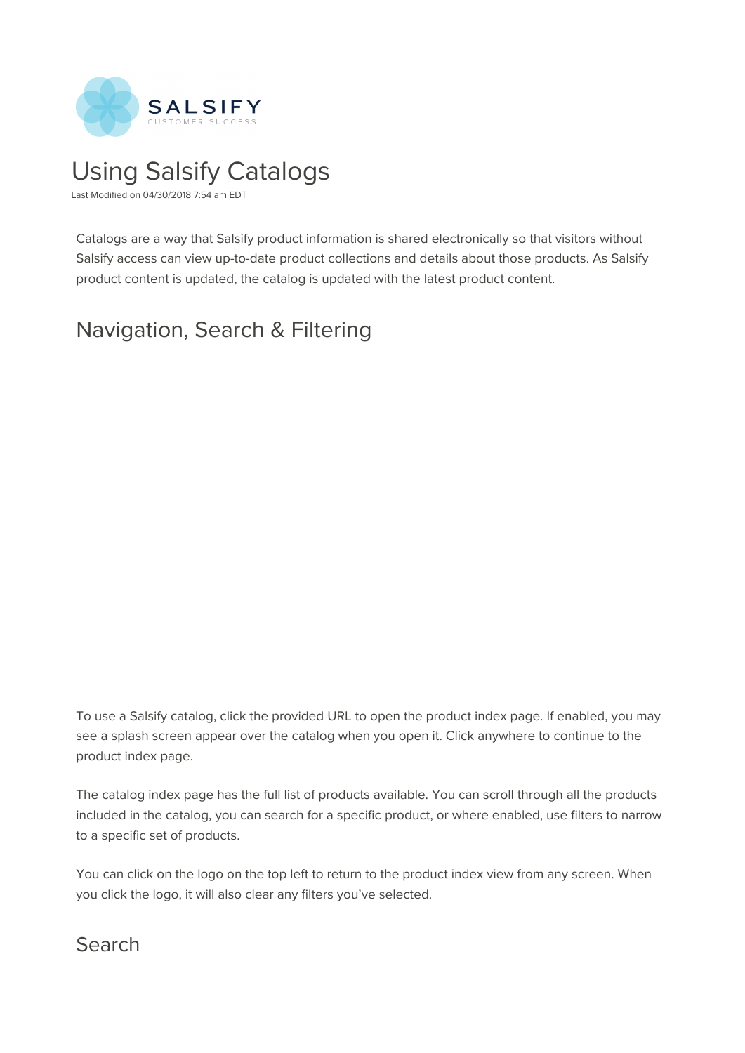# Using Salsify Catalogs

Last Modified on 04/30/2018 7:54 am EDT

Catalogs are a way that Salsify product information is shared electronically so that visitors without Salsify access can view up-to-date product collections and details about those products. As Salsify product content is updated, the catalog is updated with the latest product content.

## Navigation, Search & Filtering

To use a Salsify catalog, click the provided URL to open the product index page. If enabled, you may see a splash screen appear over the catalog when you open it. Click anywhere to continue to the product index page.

The catalog index page has the full list of products available. You can scroll through all the products included in the catalog, you can search for a specific product, or where enabled, use filters to narrow to a specific set of products.

You can click on the logo on the top left to return to the product index view from any screen. When you click the logo, it will also clear any filters you've selected.

## Search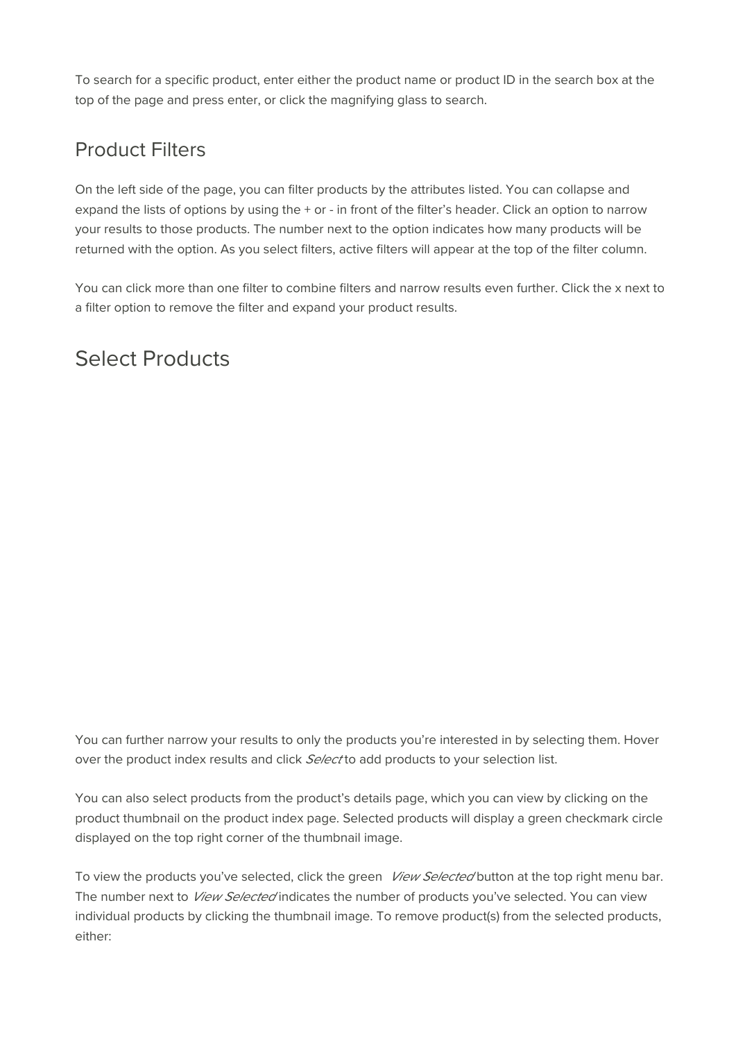To search for a specific product, enter either the product name or product ID in the search box at the top of the page and press enter, or click the magnifying glass to search.

## Product Filters

On the left side of the page, you can filter products by the attributes listed. You can collapse and expand the lists of options by using the + or - in front of the filter's header. Click an option to narrow your results to those products. The number next to the option indicates how many products will be returned with the option. As you select filters, active filters will appear at the top of the filter column.

You can click more than one filter to combine filters and narrow results even further. Click the x next to a filter option to remove the filter and expand your product results.

## Select Products

You can further narrow your results to only the products you're interested in by selecting them. Hover over the product index results and click *Select* to add products to your selection list.

You can also select products from the product's details page, which you can view by clicking on the product thumbnail on the product index page. Selected products will display a green checkmark circle displayed on the top right corner of the thumbnail image.

To view the products you've selected, click the green *View Selected* button at the top right menu bar. The number next to *View Selected* indicates the number of products you've selected. You can view individual products by clicking the thumbnail image. To remove product(s) from the selected products, either: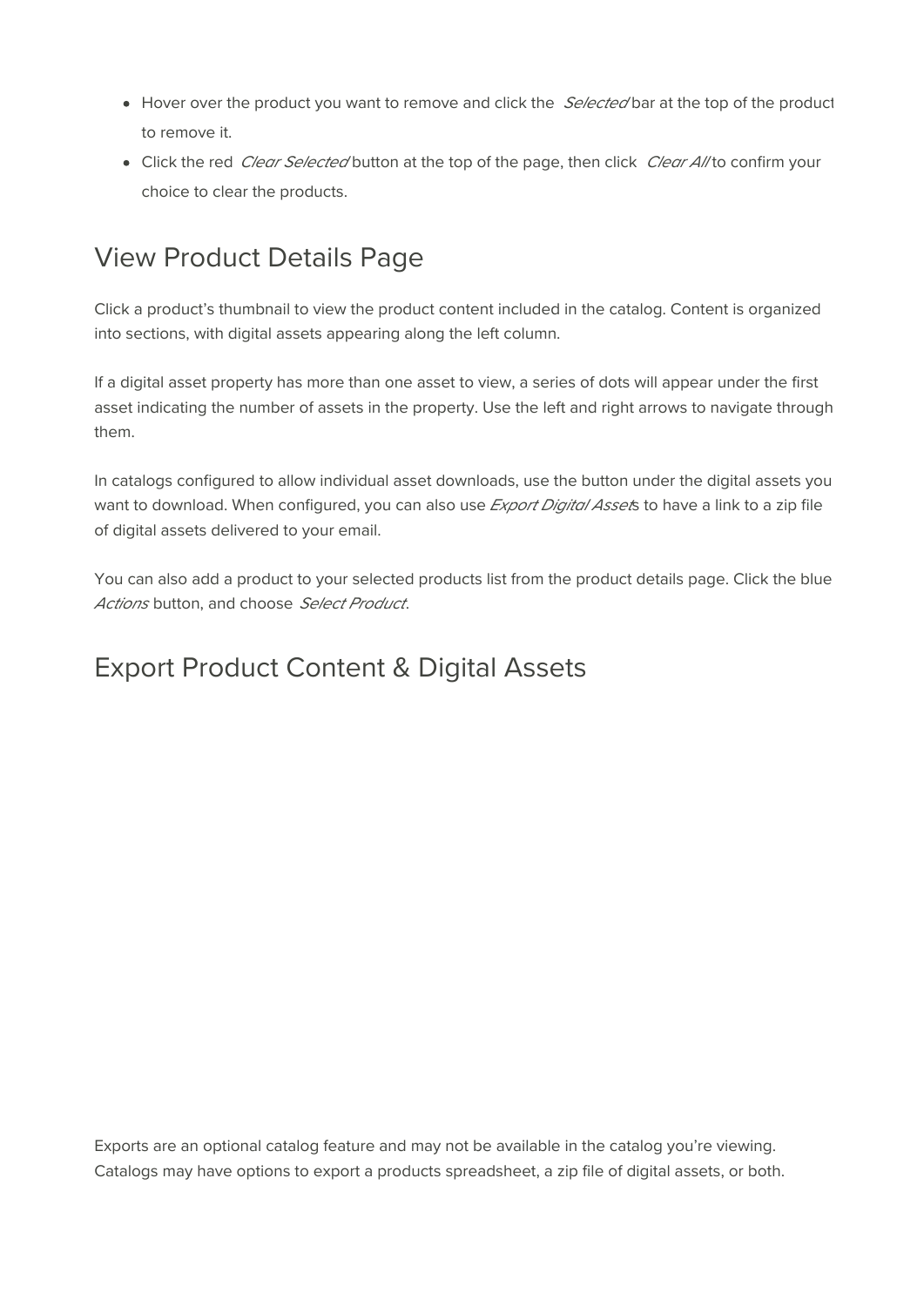- Hover over the product you want to remove and click the *Selected* bar at the top of the product to remove it.
- Click the red *Clear Selected* button at the top of the page, then click *Clear All* to confirm your choice to clear the products.

## View Product Details Page

Click a product's thumbnail to view the product content included in the catalog. Content is organized into sections, with digital assets appearing along the left column.

If a digital asset property has more than one asset to view, a series of dots will appear under the first asset indicating the number of assets in the property. Use the left and right arrows to navigate through them.

In catalogs configured to allow individual asset downloads, use the button under the digital assets you want to download. When configured, you can also use *Export Digital Assets* to have a link to a zip file of digital assets delivered to your email.

You can also add a product to your selected products list from the product details page. Click the blue *Actions* button, and choose *Select Product*.

## Export Product Content & Digital Assets

Exports are an optional catalog feature and may not be available in the catalog you're viewing. Catalogs may have options to export a products spreadsheet, a zip file of digital assets, or both.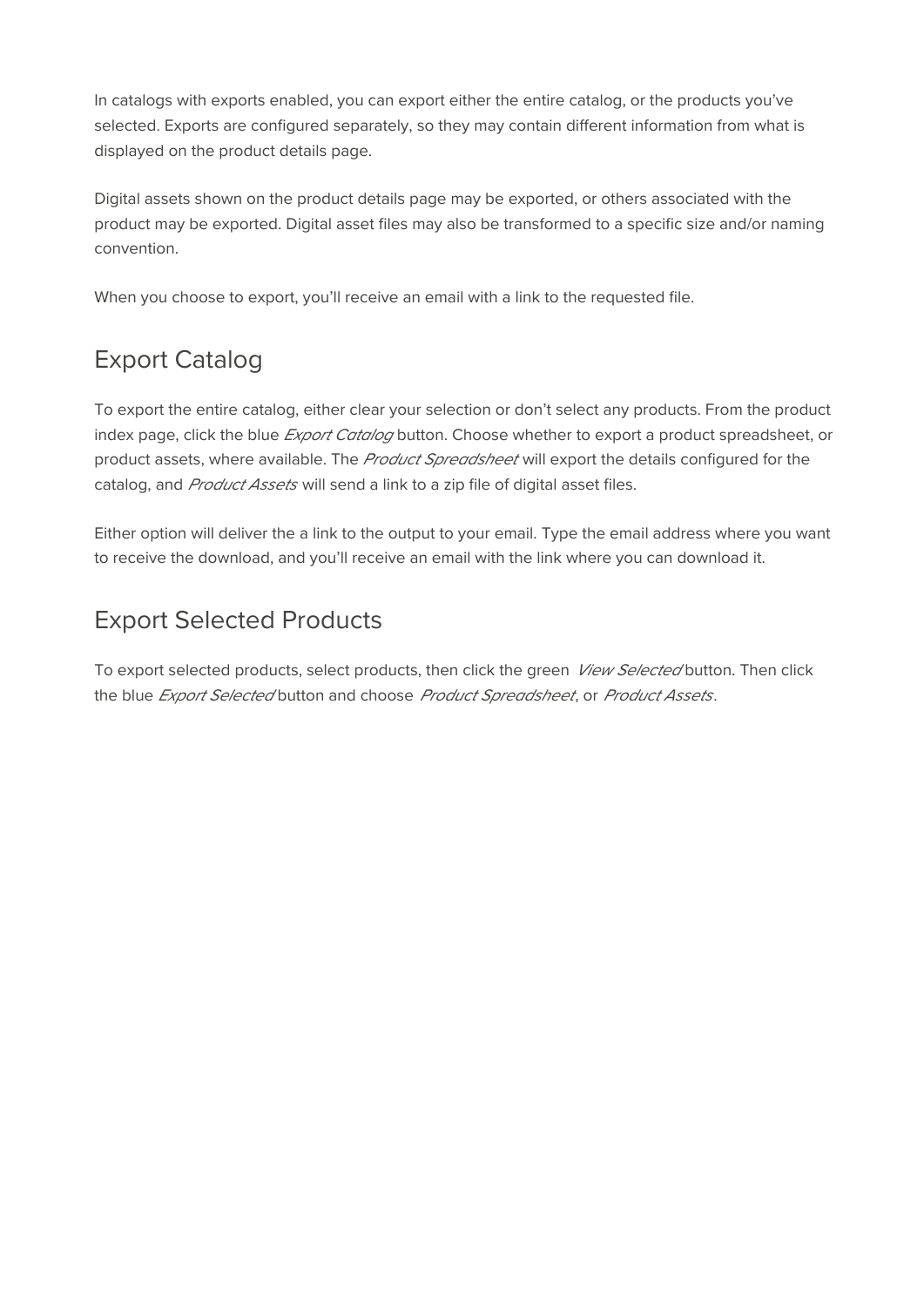In catalogs with exports enabled, you can export either the entire catalog, or the products you've selected. Exports are configured separately, so they may contain different information from what is displayed on the product details page.

Digital assets shown on the product details page may be exported, or others associated with the product may be exported. Digital asset files may also be transformed to a specific size and/or naming convention.

When you choose to export, you'll receive an email with a link to the requested file.

## Export Catalog

To export the entire catalog, either clear your selection or don't select any products. From the product index page, click the blue *Export Catalog* button. Choose whether to export a product spreadsheet, or product assets, where available. The *Product Spreadsheet* will export the details configured for the catalog, and *Product Assets* will send a link to a zip file of digital asset files.

Either option will deliver the a link to the output to your email. Type the email address where you want to receive the download, and you'll receive an email with the link where you can download it.

## Export Selected Products

To export selected products, select products, then click the green *View Selected* button. Then click the blue *Export Selected* button and choose *Product Spreadsheet*, or *Product Assets*.